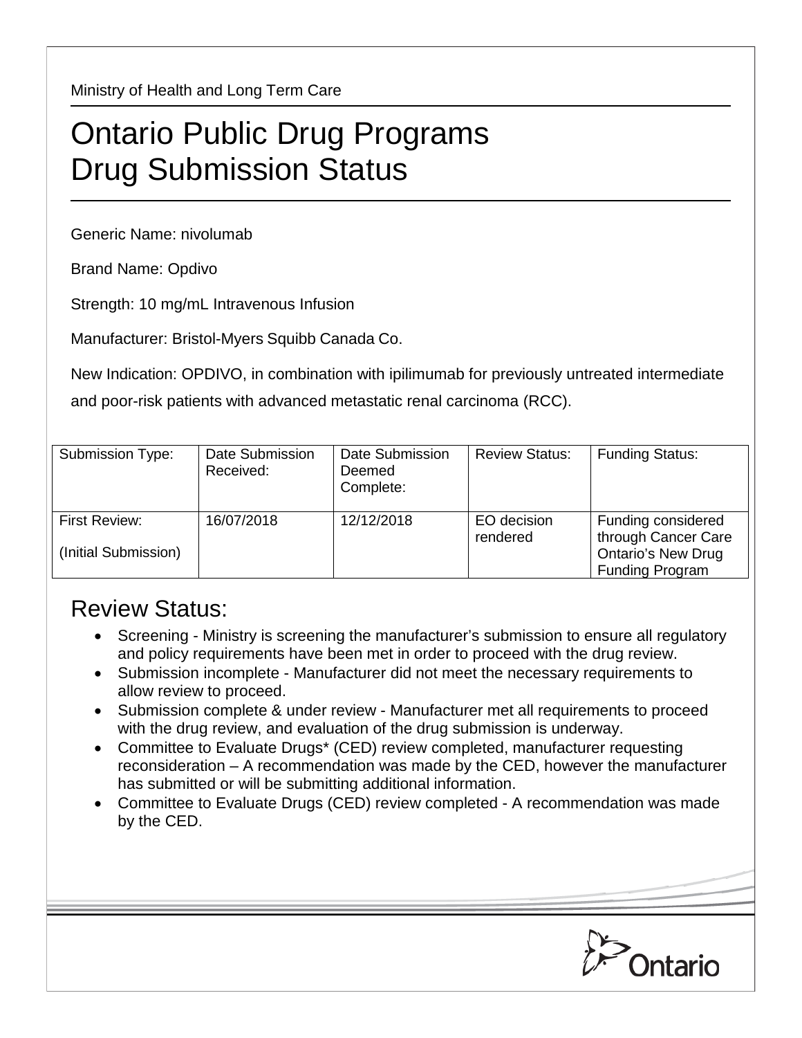Ministry of Health and Long Term Care

# Ontario Public Drug Programs Drug Submission Status

Generic Name: nivolumab

Brand Name: Opdivo

Strength: 10 mg/mL Intravenous Infusion

Manufacturer: Bristol-Myers Squibb Canada Co.

New Indication: OPDIVO, in combination with ipilimumab for previously untreated intermediate and poor-risk patients with advanced metastatic renal carcinoma (RCC).

| Submission Type: | Date Submission Received: | Date Submission Deemed Complete: | Review Status: | Funding Status: |
|---|---|---|---|---|
| First Review: (Initial Submission) | 16/07/2018 | 12/12/2018 | EO decision rendered | Funding considered through Cancer Care Ontario's New Drug Funding Program |

## Review Status:

- Screening - Ministry is screening the manufacturer's submission to ensure all regulatory and policy requirements have been met in order to proceed with the drug review.
- Submission incomplete - Manufacturer did not meet the necessary requirements to allow review to proceed.
- Submission complete & under review - Manufacturer met all requirements to proceed with the drug review, and evaluation of the drug submission is underway.
- Committee to Evaluate Drugs* (CED) review completed, manufacturer requesting reconsideration – A recommendation was made by the CED, however the manufacturer has submitted or will be submitting additional information.
- Committee to Evaluate Drugs (CED) review completed - A recommendation was made by the CED.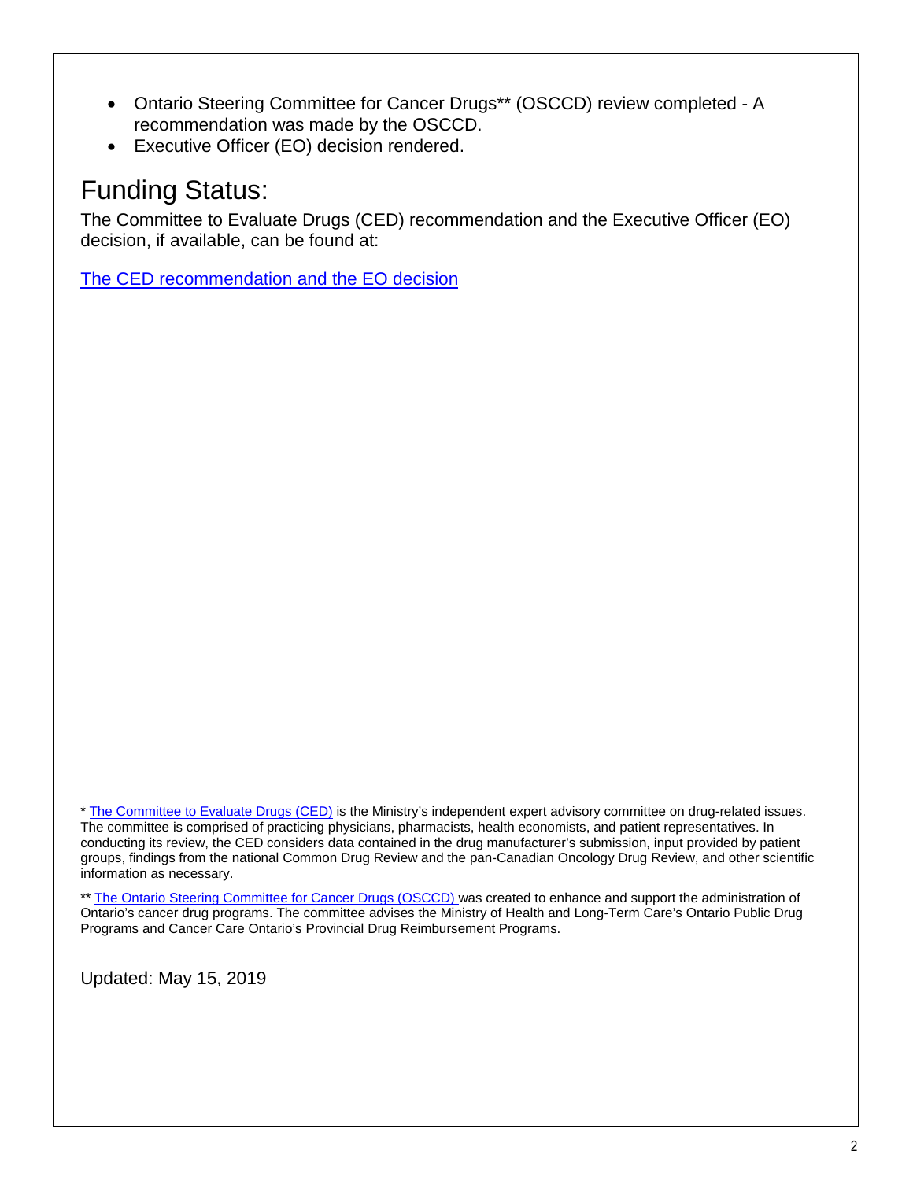- Ontario Steering Committee for Cancer Drugs** (OSCCD) review completed - A recommendation was made by the OSCCD.
- Executive Officer (EO) decision rendered.

# Funding Status:

The Committee to Evaluate Drugs (CED) recommendation and the Executive Officer (EO) decision, if available, can be found at:

The CED recommendation and the EO decision

* The Committee to Evaluate Drugs (CED) is the Ministry's independent expert advisory committee on drug-related issues. The committee is comprised of practicing physicians, pharmacists, health economists, and patient representatives. In conducting its review, the CED considers data contained in the drug manufacturer's submission, input provided by patient groups, findings from the national Common Drug Review and the pan-Canadian Oncology Drug Review, and other scientific information as necessary.

** The Ontario Steering Committee for Cancer Drugs (OSCCD) was created to enhance and support the administration of Ontario's cancer drug programs. The committee advises the Ministry of Health and Long-Term Care's Ontario Public Drug Programs and Cancer Care Ontario's Provincial Drug Reimbursement Programs.

Updated: May 15, 2019